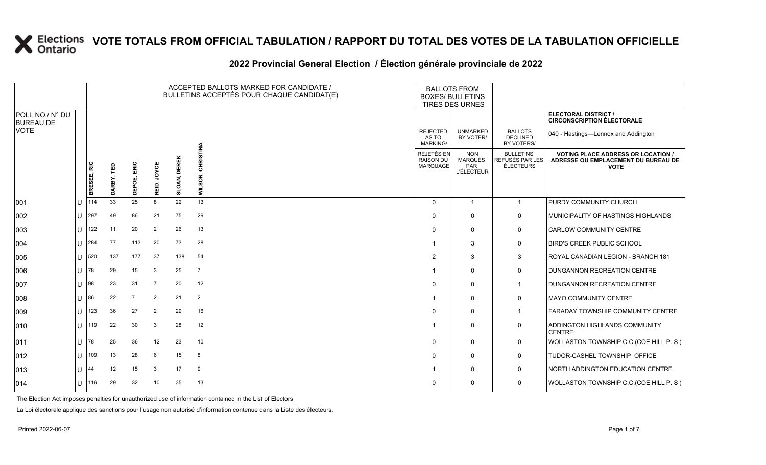# VOTE TOTALS FROM OFFICIAL TABULATION / RAPPORT DU TOTAL DES VOTES DE LA TABULATION OFFICIELLE

## 2022 Provincial General Election / Élection générale provinciale de 2022

| POLL NO./ N° DU BUREAU DE VOTE | | ACCEPTED BALLOTS MARKED FOR CANDIDATE / BULLETINS ACCEPTÉS POUR CHAQUE CANDIDAT(E) | | | | | | BALLOTS FROM BOXES/ BULLETINS TIRÉS DES URNES | | | ELECTORAL DISTRICT / CIRCONSCRIPTION ÉLECTORALE 040 - Hastings—Lennox and Addington |
|---|---|---|---|---|---|---|---|---|---|---|---|
| | | BRESEE, RIC | DARBY, TED | DEPOE, ERIC | REID, JOYCE | SLOAN, DEREK | WILSON, CHRISTINA | REJECTED AS TO MARKING/ REJETÉS EN RAISON DU MARQUAGE | UNMARKED BY VOTER/ NON MARQUÉS PAR L'ÉLECTEUR | BALLOTS DECLINED BY VOTERS/ BULLETINS REFUSÉS PAR LES ÉLECTEURS | VOTING PLACE ADDRESS OR LOCATION / ADRESSE OU EMPLACEMENT DU BUREAU DE VOTE |
| 001 | U | 114 | 33 | 25 | 8 | 22 | 13 | 0 | 1 | 1 | PURDY COMMUNITY CHURCH |
| 002 | U | 297 | 49 | 86 | 21 | 75 | 29 | 0 | 0 | 0 | MUNICIPALITY OF HASTINGS HIGHLANDS |
| 003 | U | 122 | 11 | 20 | 2 | 26 | 13 | 0 | 0 | 0 | CARLOW COMMUNITY CENTRE |
| 004 | U | 284 | 77 | 113 | 20 | 73 | 28 | 1 | 3 | 0 | BIRD'S CREEK PUBLIC SCHOOL |
| 005 | U | 520 | 137 | 177 | 37 | 138 | 54 | 2 | 3 | 3 | ROYAL CANADIAN LEGION - BRANCH 181 |
| 006 | U | 78 | 29 | 15 | 3 | 25 | 7 | 1 | 0 | 0 | DUNGANNON RECREATION CENTRE |
| 007 | U | 98 | 23 | 31 | 7 | 20 | 12 | 0 | 0 | 1 | DUNGANNON RECREATION CENTRE |
| 008 | U | 86 | 22 | 7 | 2 | 21 | 2 | 1 | 0 | 0 | MAYO COMMUNITY CENTRE |
| 009 | U | 123 | 36 | 27 | 2 | 29 | 16 | 0 | 0 | 1 | FARADAY TOWNSHIP COMMUNITY CENTRE |
| 010 | U | 119 | 22 | 30 | 3 | 28 | 12 | 1 | 0 | 0 | ADDINGTON HIGHLANDS COMMUNITY CENTRE |
| 011 | U | 78 | 25 | 36 | 12 | 23 | 10 | 0 | 0 | 0 | WOLLASTON TOWNSHIP C.C.(COE HILL P. S ) |
| 012 | U | 109 | 13 | 28 | 6 | 15 | 8 | 0 | 0 | 0 | TUDOR-CASHEL TOWNSHIP OFFICE |
| 013 | U | 44 | 12 | 15 | 3 | 17 | 9 | 1 | 0 | 0 | NORTH ADDINGTON EDUCATION CENTRE |
| 014 | U | 116 | 29 | 32 | 10 | 35 | 13 | 0 | 0 | 0 | WOLLASTON TOWNSHIP C.C.(COE HILL P. S ) |

The Election Act imposes penalties for unauthorized use of information contained in the List of Electors

La Loi électorale applique des sanctions pour l'usage non autorisé d'information contenue dans la Liste des électeurs.

Printed 2022-06-07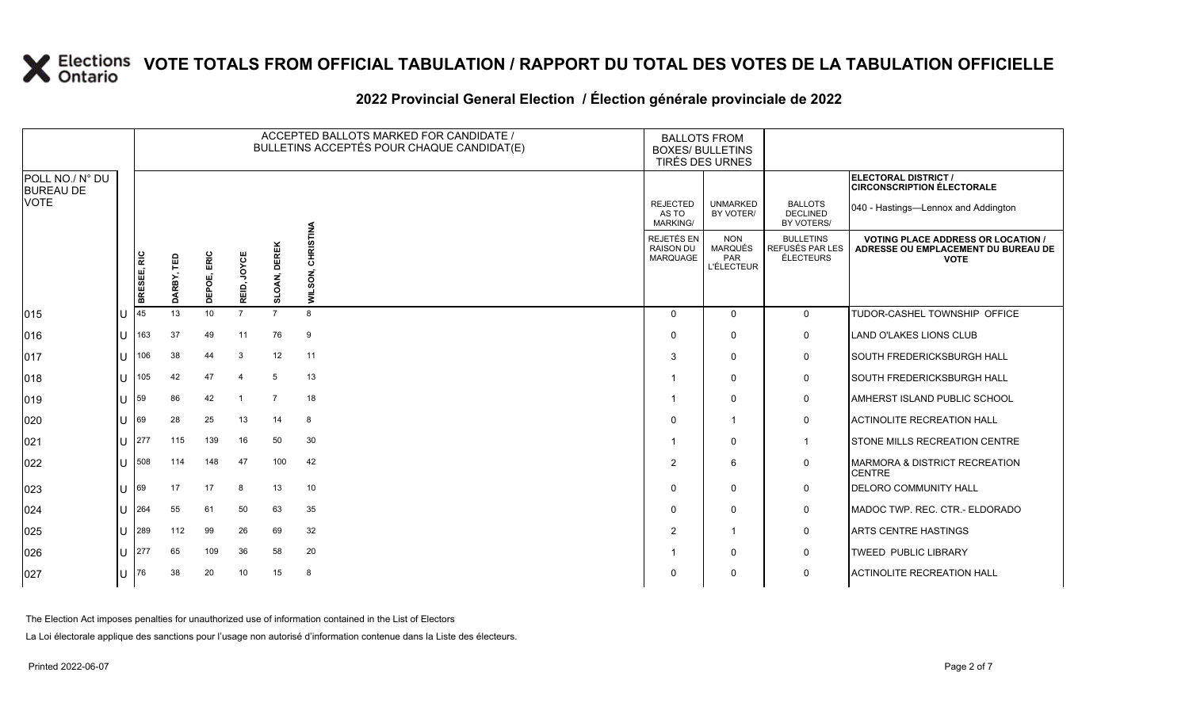# VOTE TOTALS FROM OFFICIAL TABULATION / RAPPORT DU TOTAL DES VOTES DE LA TABULATION OFFICIELLE

## 2022 Provincial General Election / Élection générale provinciale de 2022

| POLL NO./ N° DU BUREAU DE VOTE | | ACCEPTED BALLOTS MARKED FOR CANDIDATE / BULLETINS ACCEPTÉS POUR CHAQUE CANDIDAT(E) | | | | | | BALLOTS FROM BOXES/ BULLETINS TIRÉS DES URNES | | | ELECTORAL DISTRICT / CIRCONSCRIPTION ÉLECTORALE 040 - Hastings—Lennox and Addington |
|---|---|---|---|---|---|---|---|---|---|---|---|
| | | BRESEE, RIC | DARBY, TED | DEPOE, ERIC | REID, JOYCE | SLOAN, DEREK | WILSON, CHRISTINA | REJECTED AS TO MARKING/ REJETÉS EN RAISON DU MARQUAGE | UNMARKED BY VOTER/ NON MARQUÉS PAR L'ÉLECTEUR | BALLOTS DECLINED BY VOTERS/ BULLETINS REFUSÉS PAR LES ÉLECTEURS | VOTING PLACE ADDRESS OR LOCATION / ADRESSE OU EMPLACEMENT DU BUREAU DE VOTE |
| 015 | U | 45 | 13 | 10 | 7 | 7 | 8 | 0 | 0 | 0 | TUDOR-CASHEL TOWNSHIP OFFICE |
| 016 | U | 163 | 37 | 49 | 11 | 76 | 9 | 0 | 0 | 0 | LAND O'LAKES LIONS CLUB |
| 017 | U | 106 | 38 | 44 | 3 | 12 | 11 | 3 | 0 | 0 | SOUTH FREDERICKSBURGH HALL |
| 018 | U | 105 | 42 | 47 | 4 | 5 | 13 | 1 | 0 | 0 | SOUTH FREDERICKSBURGH HALL |
| 019 | U | 59 | 86 | 42 | 1 | 7 | 18 | 1 | 0 | 0 | AMHERST ISLAND PUBLIC SCHOOL |
| 020 | U | 69 | 28 | 25 | 13 | 14 | 8 | 0 | 1 | 0 | ACTINOLITE RECREATION HALL |
| 021 | U | 277 | 115 | 139 | 16 | 50 | 30 | 1 | 0 | 1 | STONE MILLS RECREATION CENTRE |
| 022 | U | 508 | 114 | 148 | 47 | 100 | 42 | 2 | 6 | 0 | MARMORA & DISTRICT RECREATION CENTRE |
| 023 | U | 69 | 17 | 17 | 8 | 13 | 10 | 0 | 0 | 0 | DELORO COMMUNITY HALL |
| 024 | U | 264 | 55 | 61 | 50 | 63 | 35 | 0 | 0 | 0 | MADOC TWP. REC. CTR.- ELDORADO |
| 025 | U | 289 | 112 | 99 | 26 | 69 | 32 | 2 | 1 | 0 | ARTS CENTRE HASTINGS |
| 026 | U | 277 | 65 | 109 | 36 | 58 | 20 | 1 | 0 | 0 | TWEED PUBLIC LIBRARY |
| 027 | U | 76 | 38 | 20 | 10 | 15 | 8 | 0 | 0 | 0 | ACTINOLITE RECREATION HALL |

The Election Act imposes penalties for unauthorized use of information contained in the List of Electors

La Loi électorale applique des sanctions pour l'usage non autorisé d'information contenue dans la Liste des électeurs.

Printed 2022-06-07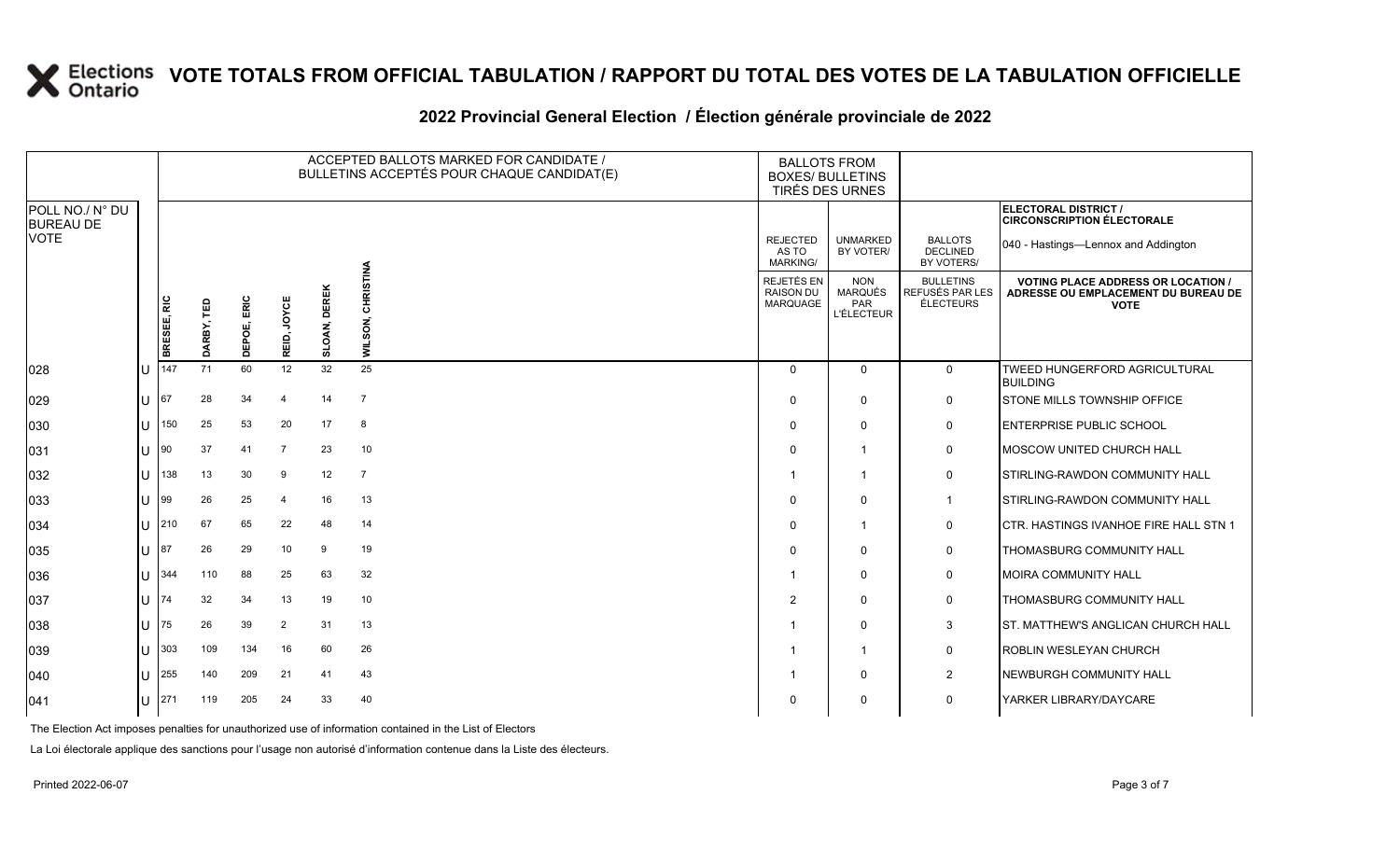# VOTE TOTALS FROM OFFICIAL TABULATION / RAPPORT DU TOTAL DES VOTES DE LA TABULATION OFFICIELLE

## 2022 Provincial General Election / Élection générale provinciale de 2022

| POLL NO./ N° DU BUREAU DE VOTE | | ACCEPTED BALLOTS MARKED FOR CANDIDATE / BULLETINS ACCEPTÉS POUR CHAQUE CANDIDAT(E) | | | | | | BALLOTS FROM BOXES/ BULLETINS TIRÉS DES URNES | | | ELECTORAL DISTRICT / CIRCONSCRIPTION ÉLECTORALE 040 - Hastings—Lennox and Addington |
|---|---|---|---|---|---|---|---|---|---|---|---|
| | | BRESEE, RIC | DARBY, TED | DEPOE, ERIC | REID, JOYCE | SLOAN, DEREK | WILSON, CHRISTINA | REJECTED AS TO MARKING/ REJETÉS EN RAISON DU MARQUAGE | UNMARKED BY VOTER/ NON MARQUÉS PAR L'ÉLECTEUR | BALLOTS DECLINED BY VOTERS/ BULLETINS REFUSÉS PAR LES ÉLECTEURS | VOTING PLACE ADDRESS OR LOCATION / ADRESSE OU EMPLACEMENT DU BUREAU DE VOTE |
| 028 | U | 147 | 71 | 60 | 12 | 32 | 25 | 0 | 0 | 0 | TWEED HUNGERFORD AGRICULTURAL BUILDING |
| 029 | U | 67 | 28 | 34 | 4 | 14 | 7 | 0 | 0 | 0 | STONE MILLS TOWNSHIP OFFICE |
| 030 | U | 150 | 25 | 53 | 20 | 17 | 8 | 0 | 0 | 0 | ENTERPRISE PUBLIC SCHOOL |
| 031 | U | 90 | 37 | 41 | 7 | 23 | 10 | 0 | 1 | 0 | MOSCOW UNITED CHURCH HALL |
| 032 | U | 138 | 13 | 30 | 9 | 12 | 7 | 1 | 1 | 0 | STIRLING-RAWDON COMMUNITY HALL |
| 033 | U | 99 | 26 | 25 | 4 | 16 | 13 | 0 | 0 | 1 | STIRLING-RAWDON COMMUNITY HALL |
| 034 | U | 210 | 67 | 65 | 22 | 48 | 14 | 0 | 1 | 0 | CTR. HASTINGS IVANHOE FIRE HALL STN 1 |
| 035 | U | 87 | 26 | 29 | 10 | 9 | 19 | 0 | 0 | 0 | THOMASBURG COMMUNITY HALL |
| 036 | U | 344 | 110 | 88 | 25 | 63 | 32 | 1 | 0 | 0 | MOIRA COMMUNITY HALL |
| 037 | U | 74 | 32 | 34 | 13 | 19 | 10 | 2 | 0 | 0 | THOMASBURG COMMUNITY HALL |
| 038 | U | 75 | 26 | 39 | 2 | 31 | 13 | 1 | 0 | 3 | ST. MATTHEW'S ANGLICAN CHURCH HALL |
| 039 | U | 303 | 109 | 134 | 16 | 60 | 26 | 1 | 1 | 0 | ROBLIN WESLEYAN CHURCH |
| 040 | U | 255 | 140 | 209 | 21 | 41 | 43 | 1 | 0 | 2 | NEWBURGH COMMUNITY HALL |
| 041 | U | 271 | 119 | 205 | 24 | 33 | 40 | 0 | 0 | 0 | YARKER LIBRARY/DAYCARE |

The Election Act imposes penalties for unauthorized use of information contained in the List of Electors

La Loi électorale applique des sanctions pour l'usage non autorisé d'information contenue dans la Liste des électeurs.

Printed 2022-06-07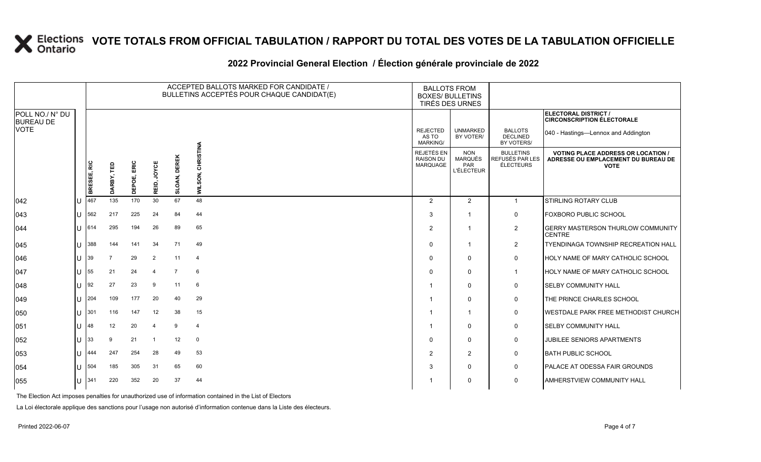# VOTE TOTALS FROM OFFICIAL TABULATION / RAPPORT DU TOTAL DES VOTES DE LA TABULATION OFFICIELLE

## 2022 Provincial General Election / Élection générale provinciale de 2022

| POLL NO./ N° DU BUREAU DE VOTE | | ACCEPTED BALLOTS MARKED FOR CANDIDATE / BULLETINS ACCEPTÉS POUR CHAQUE CANDIDAT(E) | | | | | | BALLOTS FROM BOXES/ BULLETINS TIRÉS DES URNES | | | ELECTORAL DISTRICT / CIRCONSCRIPTION ÉLECTORALE 040 - Hastings—Lennox and Addington |
|---|---|---|---|---|---|---|---|---|---|---|---|
| | | BRESEE, RIC | DARBY, TED | DEPOE, ERIC | REID, JOYCE | SLOAN, DEREK | WILSON, CHRISTINA | REJECTED AS TO MARKING/ REJETÉS EN RAISON DU MARQUAGE | UNMARKED BY VOTER/ NON MARQUÉS PAR L'ÉLECTEUR | BALLOTS DECLINED BY VOTERS/ BULLETINS REFUSÉS PAR LES ÉLECTEURS | VOTING PLACE ADDRESS OR LOCATION / ADRESSE OU EMPLACEMENT DU BUREAU DE VOTE |
| 042 | U | 467 | 135 | 170 | 30 | 67 | 48 | 2 | 2 | 1 | STIRLING ROTARY CLUB |
| 043 | U | 562 | 217 | 225 | 24 | 84 | 44 | 3 | 1 | 0 | FOXBORO PUBLIC SCHOOL |
| 044 | U | 614 | 295 | 194 | 26 | 89 | 65 | 2 | 1 | 2 | GERRY MASTERSON THURLOW COMMUNITY CENTRE |
| 045 | U | 388 | 144 | 141 | 34 | 71 | 49 | 0 | 1 | 2 | TYENDINAGA TOWNSHIP RECREATION HALL |
| 046 | U | 39 | 7 | 29 | 2 | 11 | 4 | 0 | 0 | 0 | HOLY NAME OF MARY CATHOLIC SCHOOL |
| 047 | U | 55 | 21 | 24 | 4 | 7 | 6 | 0 | 0 | 1 | HOLY NAME OF MARY CATHOLIC SCHOOL |
| 048 | U | 92 | 27 | 23 | 9 | 11 | 6 | 1 | 0 | 0 | SELBY COMMUNITY HALL |
| 049 | U | 204 | 109 | 177 | 20 | 40 | 29 | 1 | 0 | 0 | THE PRINCE CHARLES SCHOOL |
| 050 | U | 301 | 116 | 147 | 12 | 38 | 15 | 1 | 1 | 0 | WESTDALE PARK FREE METHODIST CHURCH |
| 051 | U | 48 | 12 | 20 | 4 | 9 | 4 | 1 | 0 | 0 | SELBY COMMUNITY HALL |
| 052 | U | 33 | 9 | 21 | 1 | 12 | 0 | 0 | 0 | 0 | JUBILEE SENIORS APARTMENTS |
| 053 | U | 444 | 247 | 254 | 28 | 49 | 53 | 2 | 2 | 0 | BATH PUBLIC SCHOOL |
| 054 | U | 504 | 185 | 305 | 31 | 65 | 60 | 3 | 0 | 0 | PALACE AT ODESSA FAIR GROUNDS |
| 055 | U | 341 | 220 | 352 | 20 | 37 | 44 | 1 | 0 | 0 | AMHERSTVIEW COMMUNITY HALL |

The Election Act imposes penalties for unauthorized use of information contained in the List of Electors

La Loi électorale applique des sanctions pour l'usage non autorisé d'information contenue dans la Liste des électeurs.

Printed 2022-06-07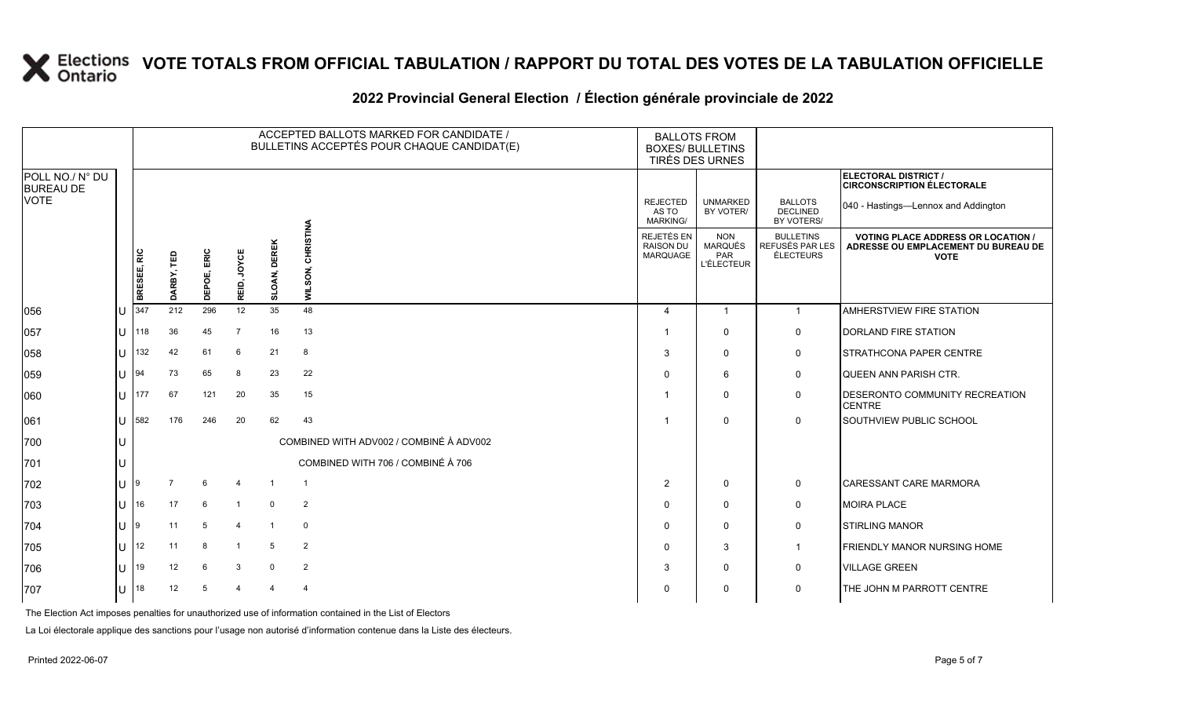# VOTE TOTALS FROM OFFICIAL TABULATION / RAPPORT DU TOTAL DES VOTES DE LA TABULATION OFFICIELLE

## 2022 Provincial General Election / Élection générale provinciale de 2022

**ELECTORAL DISTRICT / CIRCONSCRIPTION ÉLECTORALE**
040 - Hastings—Lennox and Addington

| POLL NO./ N° DU BUREAU DE VOTE | | ACCEPTED BALLOTS MARKED FOR CANDIDATE / BULLETINS ACCEPTÉS POUR CHAQUE CANDIDAT(E) | | | | | | BALLOTS FROM BOXES/ BULLETINS TIRÉS DES URNES | | | |
|---|---|---|---|---|---|---|---|---|---|---|---|
| | | BRESEE, RIC | DARBY, TED | DEPOE, ERIC | REID, JOYCE | SLOAN, DEREK | WILSON, CHRISTINA | REJECTED AS TO MARKING/ REJETÉS EN RAISON DU MARQUAGE | UNMARKED BY VOTER/ NON MARQUÉS PAR L'ÉLECTEUR | BALLOTS DECLINED BY VOTERS/ BULLETINS REFUSÉS PAR LES ÉLECTEURS | VOTING PLACE ADDRESS OR LOCATION / ADRESSE OU EMPLACEMENT DU BUREAU DE VOTE |
| 056 | U | 347 | 212 | 296 | 12 | 35 | 48 | 4 | 1 | 1 | AMHERSTVIEW FIRE STATION |
| 057 | U | 118 | 36 | 45 | 7 | 16 | 13 | 1 | 0 | 0 | DORLAND FIRE STATION |
| 058 | U | 132 | 42 | 61 | 6 | 21 | 8 | 3 | 0 | 0 | STRATHCONA PAPER CENTRE |
| 059 | U | 94 | 73 | 65 | 8 | 23 | 22 | 0 | 6 | 0 | QUEEN ANN PARISH CTR. |
| 060 | U | 177 | 67 | 121 | 20 | 35 | 15 | 1 | 0 | 0 | DESERONTO COMMUNITY RECREATION CENTRE |
| 061 | U | 582 | 176 | 246 | 20 | 62 | 43 | 1 | 0 | 0 | SOUTHVIEW PUBLIC SCHOOL |
| 700 | U | COMBINED WITH ADV002 / COMBINÉ À ADV002 | | | | | | | | | |
| 701 | U | COMBINED WITH 706 / COMBINÉ À 706 | | | | | | | | | |
| 702 | U | 9 | 7 | 6 | 4 | 1 | 1 | 2 | 0 | 0 | CARESSANT CARE MARMORA |
| 703 | U | 16 | 17 | 6 | 1 | 0 | 2 | 0 | 0 | 0 | MOIRA PLACE |
| 704 | U | 9 | 11 | 5 | 4 | 1 | 0 | 0 | 0 | 0 | STIRLING MANOR |
| 705 | U | 12 | 11 | 8 | 1 | 5 | 2 | 0 | 3 | 1 | FRIENDLY MANOR NURSING HOME |
| 706 | U | 19 | 12 | 6 | 3 | 0 | 2 | 3 | 0 | 0 | VILLAGE GREEN |
| 707 | U | 18 | 12 | 5 | 4 | 4 | 4 | 0 | 0 | 0 | THE JOHN M PARROTT CENTRE |

The Election Act imposes penalties for unauthorized use of information contained in the List of Electors

La Loi électorale applique des sanctions pour l'usage non autorisé d'information contenue dans la Liste des électeurs.

Printed 2022-06-07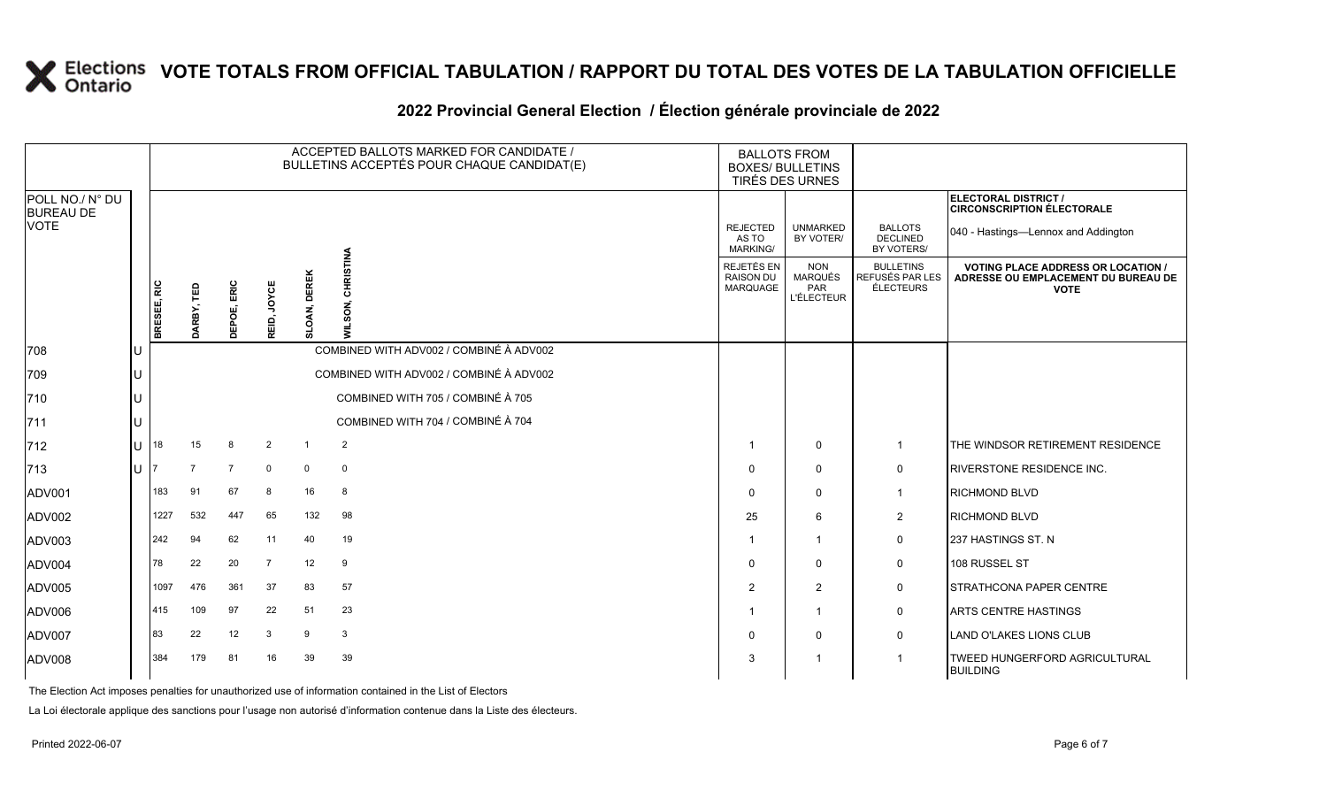# VOTE TOTALS FROM OFFICIAL TABULATION / RAPPORT DU TOTAL DES VOTES DE LA TABULATION OFFICIELLE

## 2022 Provincial General Election / Élection générale provinciale de 2022

ELECTORAL DISTRICT / CIRCONSCRIPTION ÉLECTORALE: 040 - Hastings—Lennox and Addington

| POLL NO./ N° DU BUREAU DE VOTE | | ACCEPTED BALLOTS MARKED FOR CANDIDATE / BULLETINS ACCEPTÉS POUR CHAQUE CANDIDAT(E) | | | | | | BALLOTS FROM BOXES/ BULLETINS TIRÉS DES URNES | | | |
|---|---|---|---|---|---|---|---|---|---|---|---|
| | | BRESEE, RIC | DARBY, TED | DEPOE, ERIC | REID, JOYCE | SLOAN, DEREK | WILSON, CHRISTINA | REJECTED AS TO MARKING/ REJETÉS EN RAISON DU MARQUAGE | UNMARKED BY VOTER/ NON MARQUÉS PAR L'ÉLECTEUR | BALLOTS DECLINED BY VOTERS/ BULLETINS REFUSÉS PAR LES ÉLECTEURS | VOTING PLACE ADDRESS OR LOCATION / ADRESSE OU EMPLACEMENT DU BUREAU DE VOTE |
| 708 | U | COMBINED WITH ADV002 / COMBINÉ À ADV002 | | | | | | | | | |
| 709 | U | COMBINED WITH ADV002 / COMBINÉ À ADV002 | | | | | | | | | |
| 710 | U | COMBINED WITH 705 / COMBINÉ À 705 | | | | | | | | | |
| 711 | U | COMBINED WITH 704 / COMBINÉ À 704 | | | | | | | | | |
| 712 | U | 18 | 15 | 8 | 2 | 1 | 2 | 1 | 0 | 1 | THE WINDSOR RETIREMENT RESIDENCE |
| 713 | U | 7 | 7 | 7 | 0 | 0 | 0 | 0 | 0 | 0 | RIVERSTONE RESIDENCE INC. |
| ADV001 | | 183 | 91 | 67 | 8 | 16 | 8 | 0 | 0 | 1 | RICHMOND BLVD |
| ADV002 | | 1227 | 532 | 447 | 65 | 132 | 98 | 25 | 6 | 2 | RICHMOND BLVD |
| ADV003 | | 242 | 94 | 62 | 11 | 40 | 19 | 1 | 1 | 0 | 237 HASTINGS ST. N |
| ADV004 | | 78 | 22 | 20 | 7 | 12 | 9 | 0 | 0 | 0 | 108 RUSSEL ST |
| ADV005 | | 1097 | 476 | 361 | 37 | 83 | 57 | 2 | 2 | 0 | STRATHCONA PAPER CENTRE |
| ADV006 | | 415 | 109 | 97 | 22 | 51 | 23 | 1 | 1 | 0 | ARTS CENTRE HASTINGS |
| ADV007 | | 83 | 22 | 12 | 3 | 9 | 3 | 0 | 0 | 0 | LAND O'LAKES LIONS CLUB |
| ADV008 | | 384 | 179 | 81 | 16 | 39 | 39 | 3 | 1 | 1 | TWEED HUNGERFORD AGRICULTURAL BUILDING |

The Election Act imposes penalties for unauthorized use of information contained in the List of Electors

La Loi électorale applique des sanctions pour l'usage non autorisé d'information contenue dans la Liste des électeurs.

Printed 2022-06-07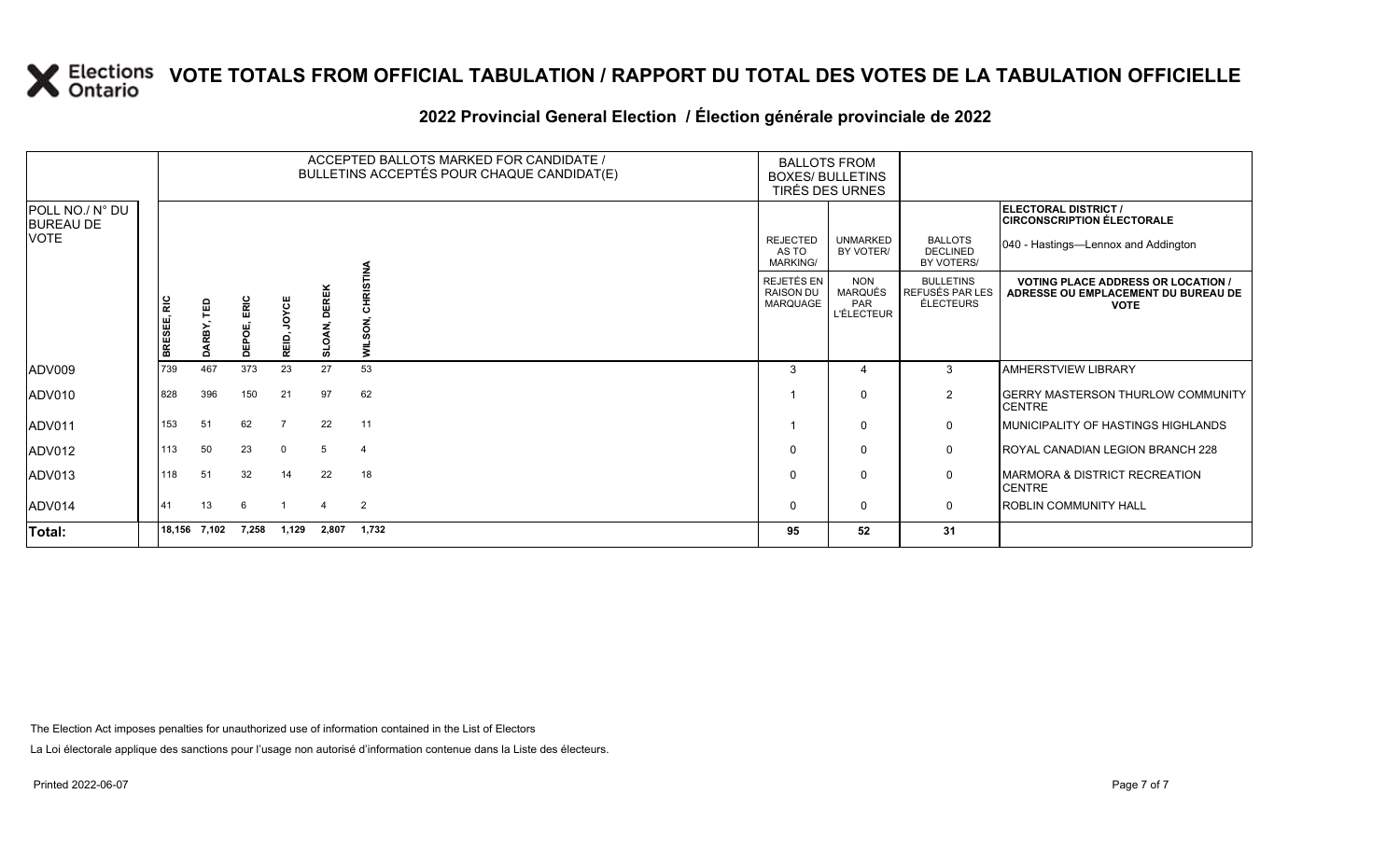# VOTE TOTALS FROM OFFICIAL TABULATION / RAPPORT DU TOTAL DES VOTES DE LA TABULATION OFFICIELLE

## 2022 Provincial General Election / Élection générale provinciale de 2022

**ELECTORAL DISTRICT / CIRCONSCRIPTION ÉLECTORALE**

040 - Hastings—Lennox and Addington

| POLL NO./ N° DU BUREAU DE VOTE | ACCEPTED BALLOTS MARKED FOR CANDIDATE / BULLETINS ACCEPTÉS POUR CHAQUE CANDIDAT(E) | | | | | | BALLOTS FROM BOXES/ BULLETINS TIRÉS DES URNES | | | |
|---|---|---|---|---|---|---|---|---|---|---|
| | BRESEE, RIC | DARBY, TED | DEPOE, ERIC | REID, JOYCE | SLOAN, DEREK | WILSON, CHRISTINA | REJECTED AS TO MARKING/ REJETÉS EN RAISON DU MARQUAGE | UNMARKED BY VOTER/ NON MARQUÉS PAR L'ÉLECTEUR | BALLOTS DECLINED BY VOTERS/ BULLETINS REFUSÉS PAR LES ÉLECTEURS | VOTING PLACE ADDRESS OR LOCATION / ADRESSE OU EMPLACEMENT DU BUREAU DE VOTE |
| ADV009 | 739 | 467 | 373 | 23 | 27 | 53 | 3 | 4 | 3 | AMHERSTVIEW LIBRARY |
| ADV010 | 828 | 396 | 150 | 21 | 97 | 62 | 1 | 0 | 2 | GERRY MASTERSON THURLOW COMMUNITY CENTRE |
| ADV011 | 153 | 51 | 62 | 7 | 22 | 11 | 1 | 0 | 0 | MUNICIPALITY OF HASTINGS HIGHLANDS |
| ADV012 | 113 | 50 | 23 | 0 | 5 | 4 | 0 | 0 | 0 | ROYAL CANADIAN LEGION BRANCH 228 |
| ADV013 | 118 | 51 | 32 | 14 | 22 | 18 | 0 | 0 | 0 | MARMORA & DISTRICT RECREATION CENTRE |
| ADV014 | 41 | 13 | 6 | 1 | 4 | 2 | 0 | 0 | 0 | ROBLIN COMMUNITY HALL |
| **Total:** | 18,156 | 7,102 | 7,258 | 1,129 | 2,807 | 1,732 | 95 | 52 | 31 | |

The Election Act imposes penalties for unauthorized use of information contained in the List of Electors

La Loi électorale applique des sanctions pour l'usage non autorisé d'information contenue dans la Liste des électeurs.

Printed 2022-06-07